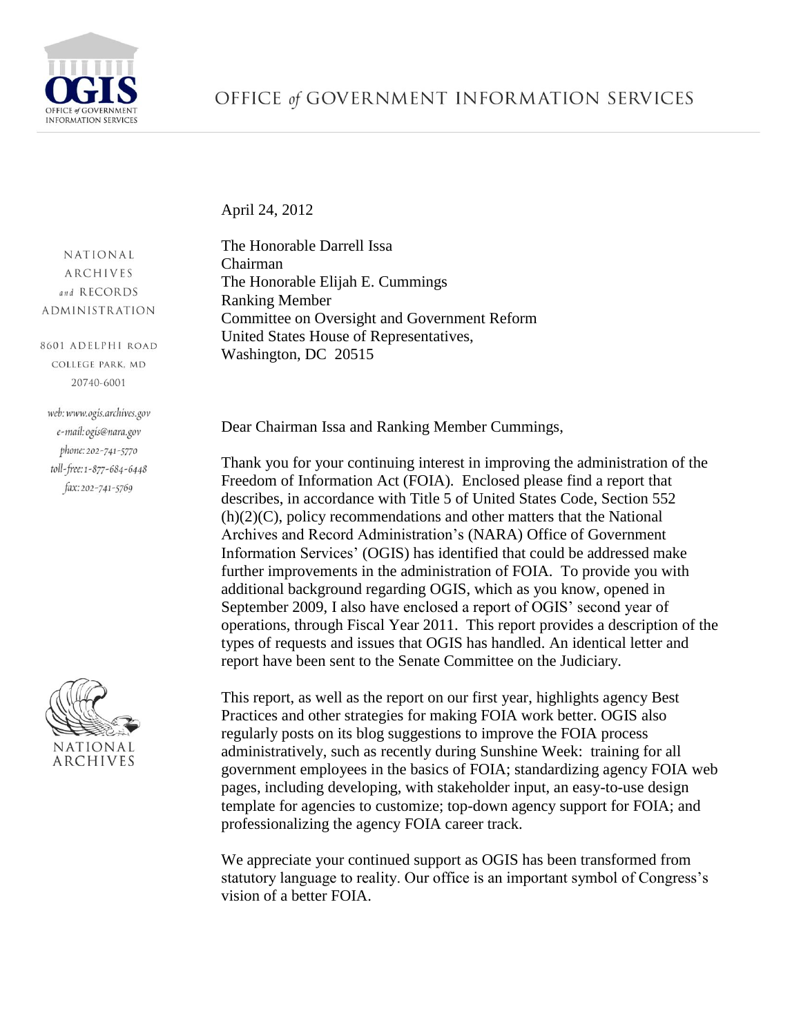# OFFICE of GOVERNMENT INFORMATION SERVICES

NATIONAL ARCHIVES and RECORDS ADMINISTRATION

8601 ADELPHI ROAD
COLLEGE PARK, MD
20740-6001

web: www.ogis.archives.gov
e-mail: ogis@nara.gov
phone: 202-741-5770
toll-free: 1-877-684-6448
fax: 202-741-5769

April 24, 2012

The Honorable Darrell Issa
Chairman
The Honorable Elijah E. Cummings
Ranking Member
Committee on Oversight and Government Reform
United States House of Representatives,
Washington, DC 20515

Dear Chairman Issa and Ranking Member Cummings,

Thank you for your continuing interest in improving the administration of the Freedom of Information Act (FOIA). Enclosed please find a report that describes, in accordance with Title 5 of United States Code, Section 552 (h)(2)(C), policy recommendations and other matters that the National Archives and Record Administration's (NARA) Office of Government Information Services' (OGIS) has identified that could be addressed make further improvements in the administration of FOIA. To provide you with additional background regarding OGIS, which as you know, opened in September 2009, I also have enclosed a report of OGIS' second year of operations, through Fiscal Year 2011. This report provides a description of the types of requests and issues that OGIS has handled. An identical letter and report have been sent to the Senate Committee on the Judiciary.

This report, as well as the report on our first year, highlights agency Best Practices and other strategies for making FOIA work better. OGIS also regularly posts on its blog suggestions to improve the FOIA process administratively, such as recently during Sunshine Week: training for all government employees in the basics of FOIA; standardizing agency FOIA web pages, including developing, with stakeholder input, an easy-to-use design template for agencies to customize; top-down agency support for FOIA; and professionalizing the agency FOIA career track.

We appreciate your continued support as OGIS has been transformed from statutory language to reality. Our office is an important symbol of Congress's vision of a better FOIA.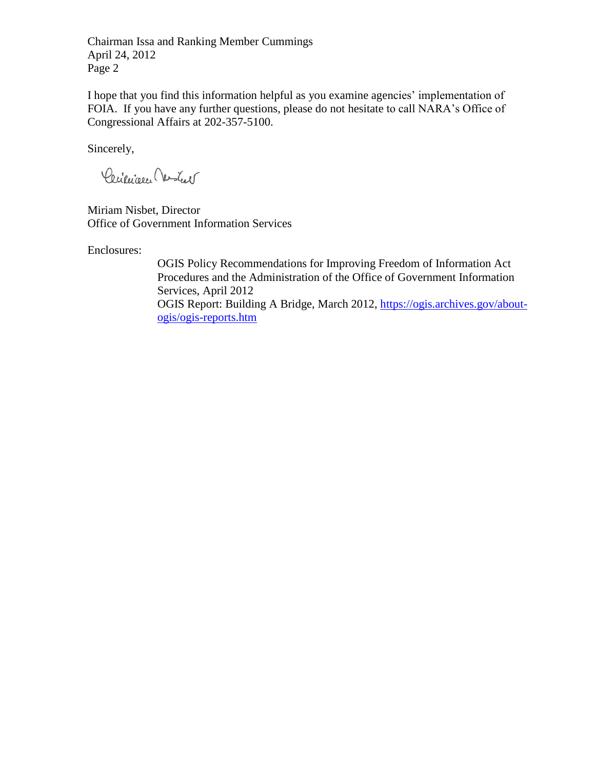I hope that you find this information helpful as you examine agencies' implementation of FOIA. If you have any further questions, please do not hesitate to call NARA's Office of Congressional Affairs at 202-357-5100.

Sincerely,

Miriam Nisbet, Director
Office of Government Information Services

Enclosures:

OGIS Policy Recommendations for Improving Freedom of Information Act Procedures and the Administration of the Office of Government Information Services, April 2012
OGIS Report: Building A Bridge, March 2012, https://ogis.archives.gov/about-ogis/ogis-reports.htm